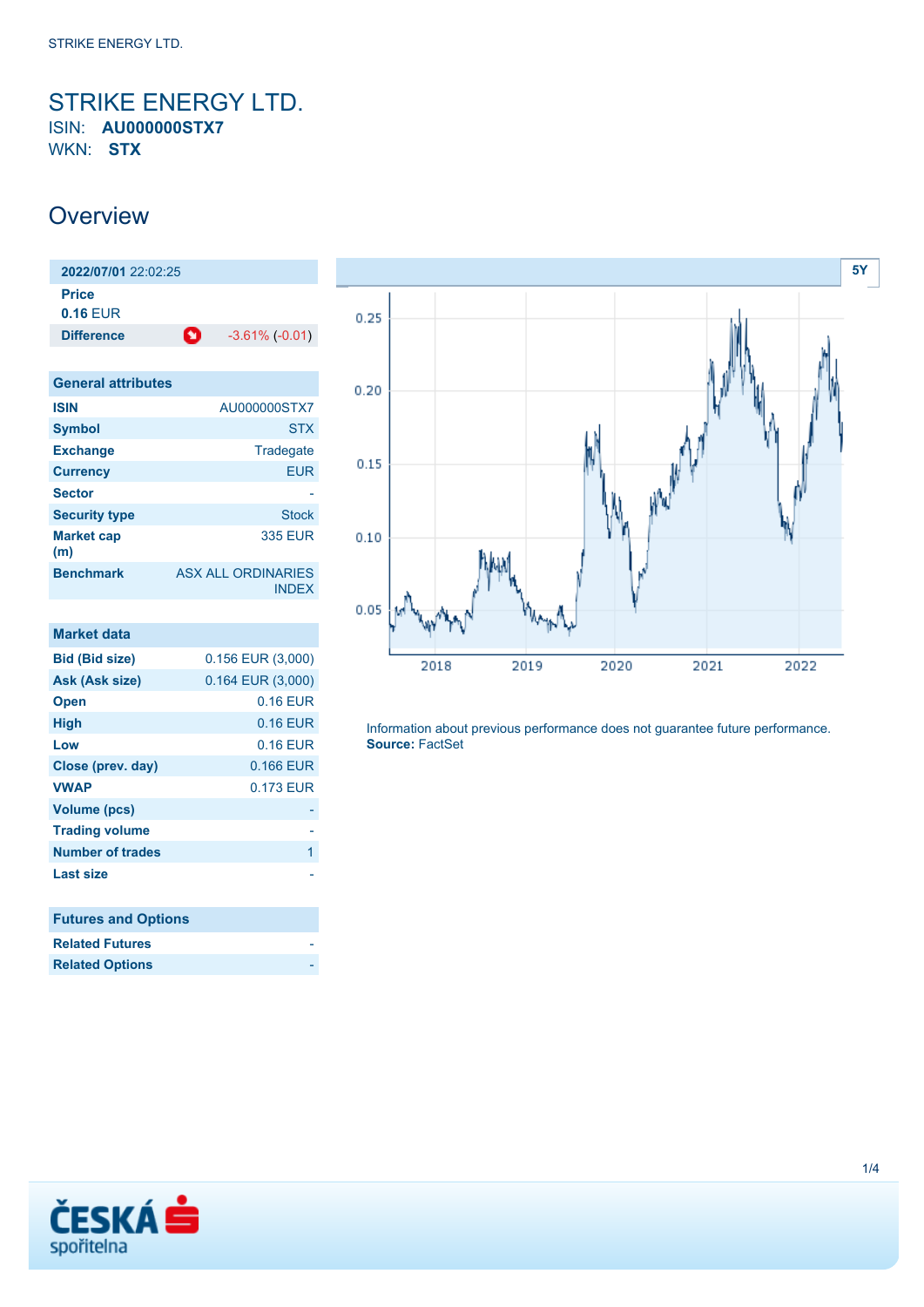# STRIKE ENERGY LTD.

ISIN: **AU000000STX7**

WKN: **STX**

## Overview

| **2022/07/01** 22:02:25 | |
|---|---|
| **Price** | |
| **0.16** EUR | |
| **Difference** | -3.61% (-0.01) |

| General attributes | |
|---|---|
| **ISIN** | AU000000STX7 |
| **Symbol** | STX |
| **Exchange** | Tradegate |
| **Currency** | EUR |
| **Sector** | - |
| **Security type** | Stock |
| **Market cap (m)** | 335 EUR |
| **Benchmark** | ASX ALL ORDINARIES INDEX |

| Market data | |
|---|---|
| **Bid (Bid size)** | 0.156 EUR (3,000) |
| **Ask (Ask size)** | 0.164 EUR (3,000) |
| **Open** | 0.16 EUR |
| **High** | 0.16 EUR |
| **Low** | 0.16 EUR |
| **Close (prev. day)** | 0.166 EUR |
| **VWAP** | 0.173 EUR |
| **Volume (pcs)** | - |
| **Trading volume** | - |
| **Number of trades** | 1 |
| **Last size** | - |

| Futures and Options | |
|---|---|
| **Related Futures** | - |
| **Related Options** | - |

5Y

Information about previous performance does not guarantee future performance.
**Source:** FactSet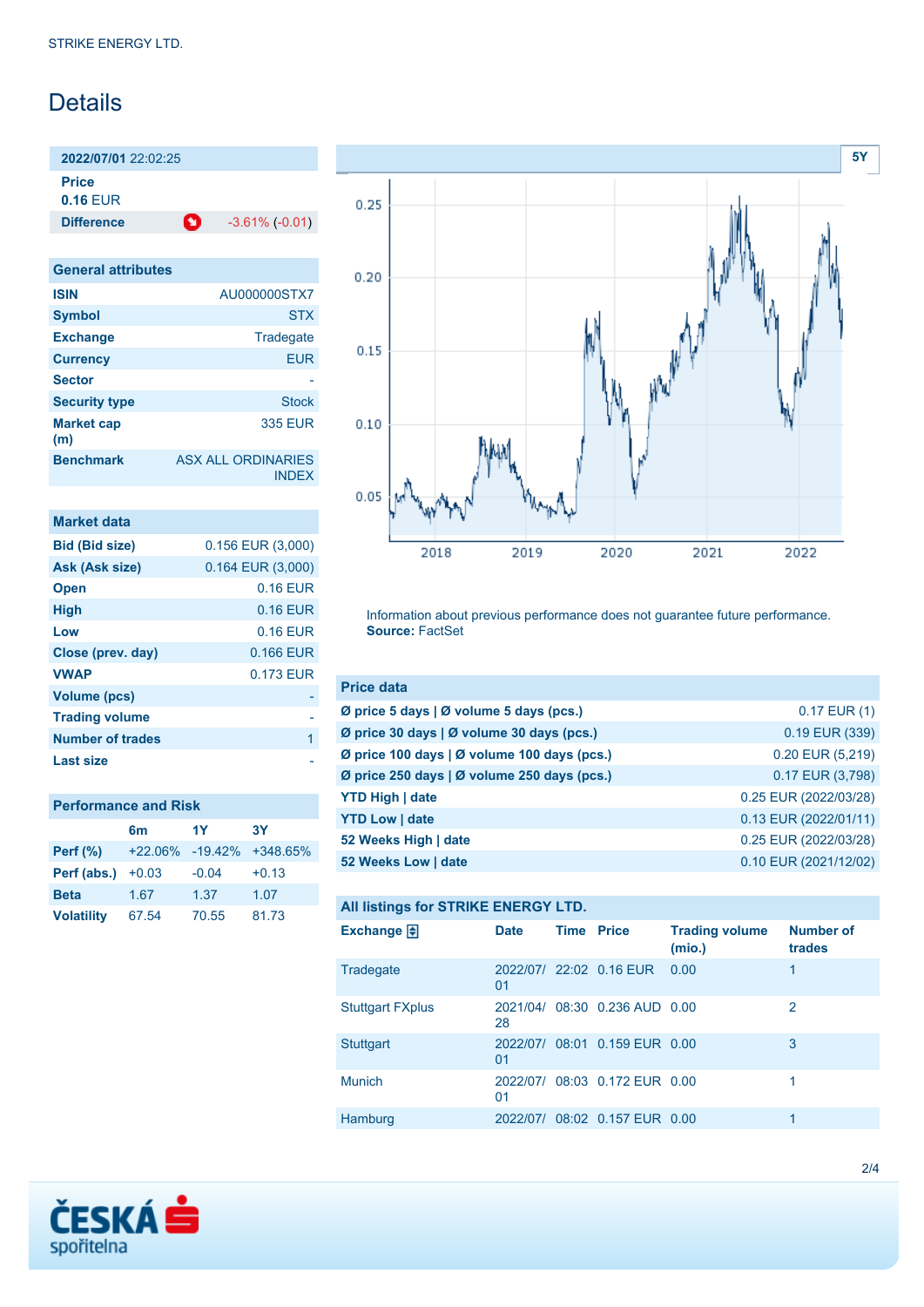# Details

| **2022/07/01** 22:02:25 | |
|---|---|
| **Price** | **0.16** EUR |
| **Difference** | -3.61% (-0.01) |

| General attributes | |
|---|---|
| **ISIN** | AU000000STX7 |
| **Symbol** | STX |
| **Exchange** | Tradegate |
| **Currency** | EUR |
| **Sector** | - |
| **Security type** | Stock |
| **Market cap (m)** | 335 EUR |
| **Benchmark** | ASX ALL ORDINARIES INDEX |

| Market data | |
|---|---|
| **Bid (Bid size)** | 0.156 EUR (3,000) |
| **Ask (Ask size)** | 0.164 EUR (3,000) |
| **Open** | 0.16 EUR |
| **High** | 0.16 EUR |
| **Low** | 0.16 EUR |
| **Close (prev. day)** | 0.166 EUR |
| **VWAP** | 0.173 EUR |
| **Volume (pcs)** | - |
| **Trading volume** | - |
| **Number of trades** | 1 |
| **Last size** | - |

| Performance and Risk | 6m | 1Y | 3Y |
|---|---|---|---|
| **Perf (%)** | +22.06% | -19.42% | +348.65% |
| **Perf (abs.)** | +0.03 | -0.04 | +0.13 |
| **Beta** | 1.67 | 1.37 | 1.07 |
| **Volatility** | 67.54 | 70.55 | 81.73 |

Information about previous performance does not guarantee future performance. **Source:** FactSet

| Price data | |
|---|---|
| **Ø price 5 days \| Ø volume 5 days (pcs.)** | 0.17 EUR (1) |
| **Ø price 30 days \| Ø volume 30 days (pcs.)** | 0.19 EUR (339) |
| **Ø price 100 days \| Ø volume 100 days (pcs.)** | 0.20 EUR (5,219) |
| **Ø price 250 days \| Ø volume 250 days (pcs.)** | 0.17 EUR (3,798) |
| **YTD High \| date** | 0.25 EUR (2022/03/28) |
| **YTD Low \| date** | 0.13 EUR (2022/01/11) |
| **52 Weeks High \| date** | 0.25 EUR (2022/03/28) |
| **52 Weeks Low \| date** | 0.10 EUR (2021/12/02) |

**All listings for STRIKE ENERGY LTD.**

| Exchange | Date | Time | Price | Trading volume (mio.) | Number of trades |
|---|---|---|---|---|---|
| Tradegate | 2022/07/01 | 22:02 | 0.16 EUR | 0.00 | 1 |
| Stuttgart FXplus | 2021/04/28 | 08:30 | 0.236 AUD | 0.00 | 2 |
| Stuttgart | 2022/07/01 | 08:01 | 0.159 EUR | 0.00 | 3 |
| Munich | 2022/07/01 | 08:03 | 0.172 EUR | 0.00 | 1 |
| Hamburg | 2022/07/ | 08:02 | 0.157 EUR | 0.00 | 1 |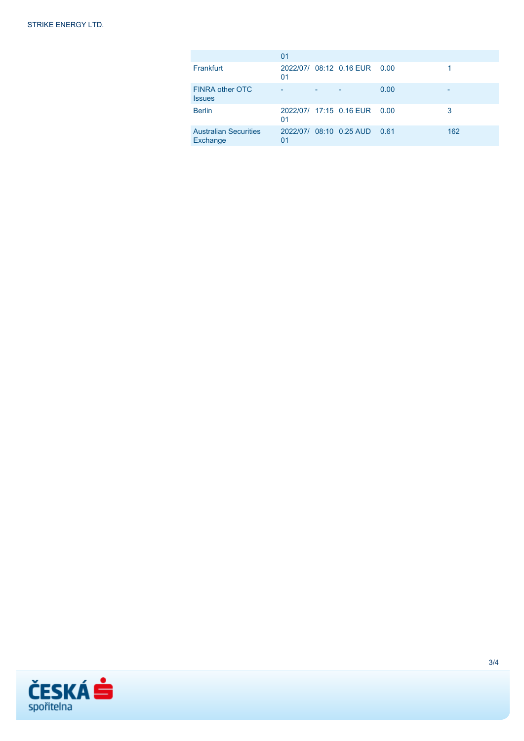|  | 01 |  |  |  |  |
|---|---|---|---|---|---|
| Frankfurt | 2022/07/01 | 08:12 | 0.16 EUR | 0.00 | 1 |
| FINRA other OTC Issues | - | - | - | 0.00 | - |
| Berlin | 2022/07/01 | 17:15 | 0.16 EUR | 0.00 | 3 |
| Australian Securities Exchange | 2022/07/01 | 08:10 | 0.25 AUD | 0.61 | 162 |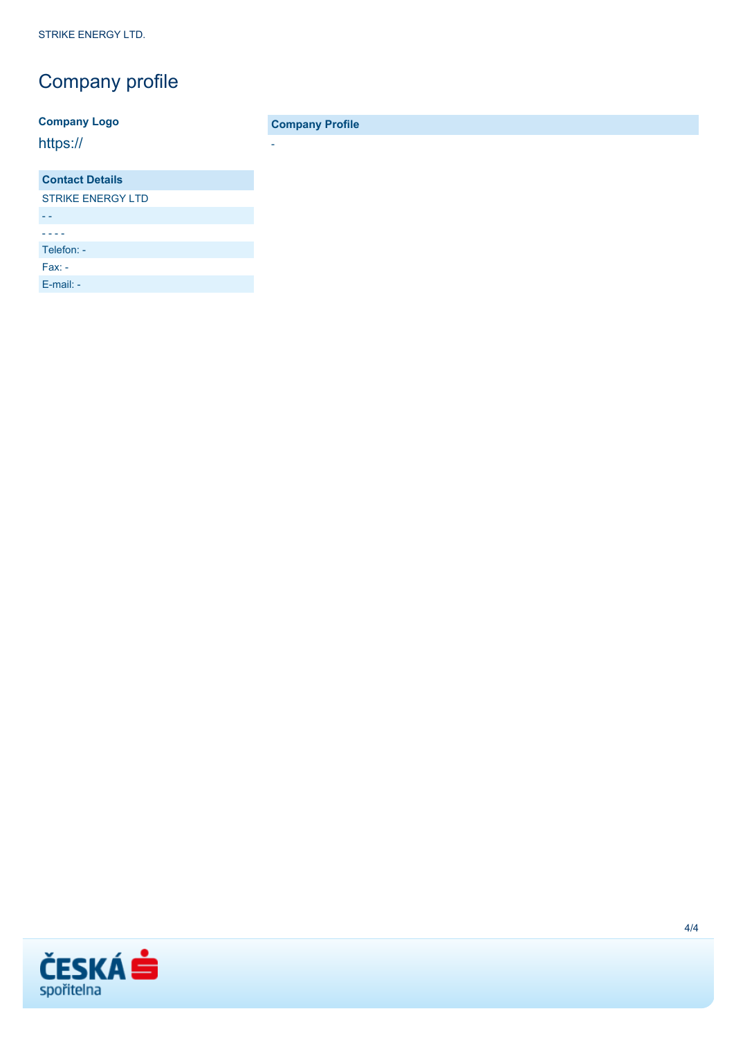# Company profile

**Company Logo**

https://

**Company Profile**

-

| Contact Details |
| --- |
| STRIKE ENERGY LTD |
| - - |
| - - - - |
| Telefon: - |
| Fax: - |
| E-mail: - |